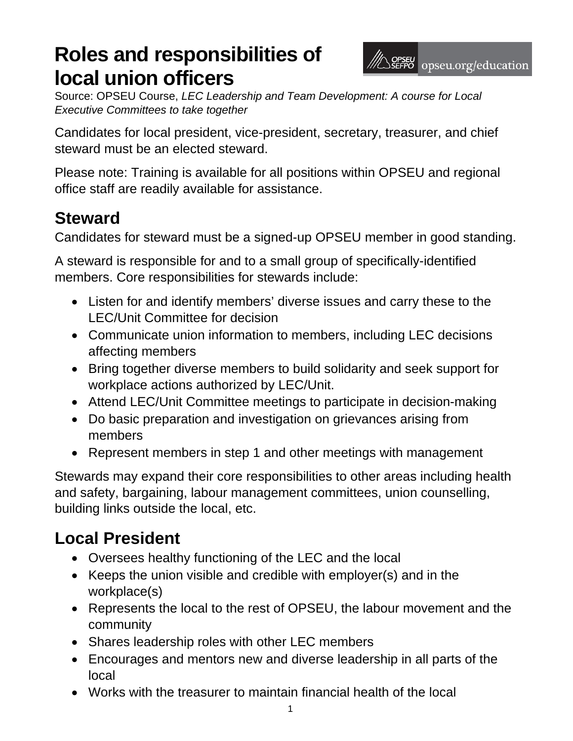# Roles and responsibilities of local union officers

Source: OPSEU Course, *LEC Leadership and Team Development: A course for Local Executive Committees to take together*

Candidates for local president, vice-president, secretary, treasurer, and chief steward must be an elected steward.

Please note: Training is available for all positions within OPSEU and regional office staff are readily available for assistance.

## Steward

Candidates for steward must be a signed-up OPSEU member in good standing.

A steward is responsible for and to a small group of specifically-identified members. Core responsibilities for stewards include:

- Listen for and identify members' diverse issues and carry these to the LEC/Unit Committee for decision
- Communicate union information to members, including LEC decisions affecting members
- Bring together diverse members to build solidarity and seek support for workplace actions authorized by LEC/Unit.
- Attend LEC/Unit Committee meetings to participate in decision-making
- Do basic preparation and investigation on grievances arising from members
- Represent members in step 1 and other meetings with management

Stewards may expand their core responsibilities to other areas including health and safety, bargaining, labour management committees, union counselling, building links outside the local, etc.

## Local President

- Oversees healthy functioning of the LEC and the local
- Keeps the union visible and credible with employer(s) and in the workplace(s)
- Represents the local to the rest of OPSEU, the labour movement and the community
- Shares leadership roles with other LEC members
- Encourages and mentors new and diverse leadership in all parts of the local
- Works with the treasurer to maintain financial health of the local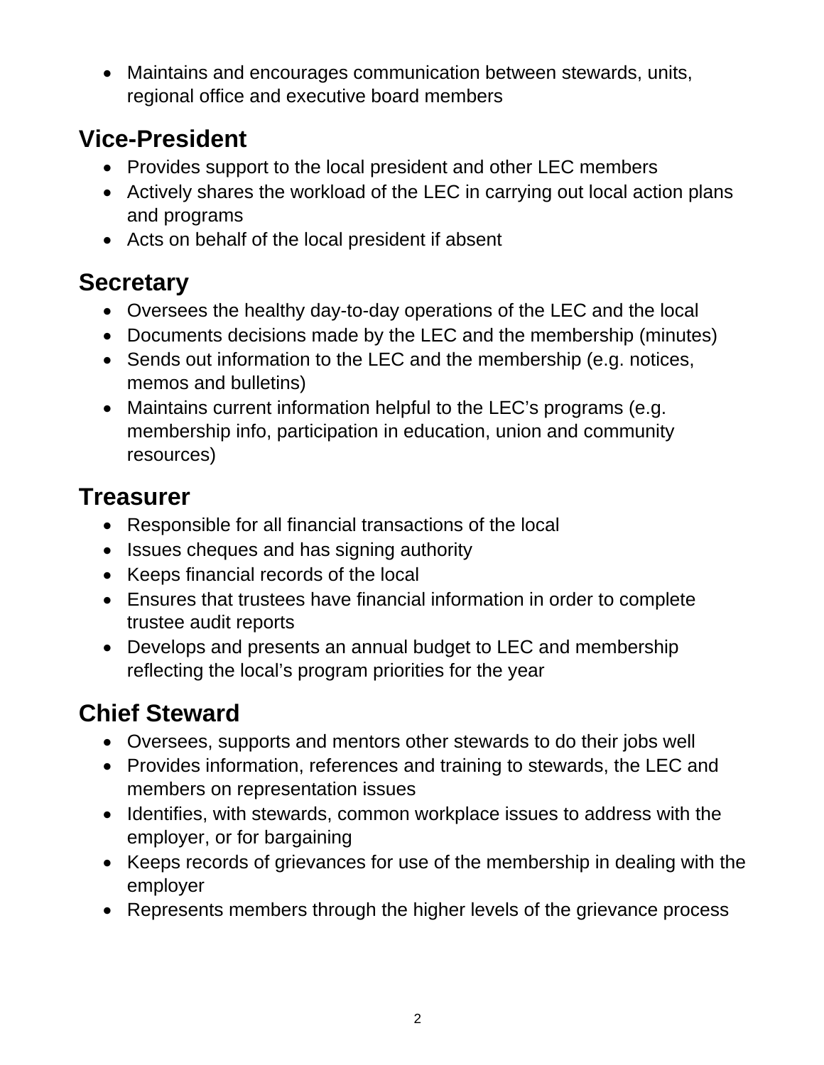- Maintains and encourages communication between stewards, units, regional office and executive board members

## Vice-President

- Provides support to the local president and other LEC members
- Actively shares the workload of the LEC in carrying out local action plans and programs
- Acts on behalf of the local president if absent

## Secretary

- Oversees the healthy day-to-day operations of the LEC and the local
- Documents decisions made by the LEC and the membership (minutes)
- Sends out information to the LEC and the membership (e.g. notices, memos and bulletins)
- Maintains current information helpful to the LEC's programs (e.g. membership info, participation in education, union and community resources)

## Treasurer

- Responsible for all financial transactions of the local
- Issues cheques and has signing authority
- Keeps financial records of the local
- Ensures that trustees have financial information in order to complete trustee audit reports
- Develops and presents an annual budget to LEC and membership reflecting the local's program priorities for the year

## Chief Steward

- Oversees, supports and mentors other stewards to do their jobs well
- Provides information, references and training to stewards, the LEC and members on representation issues
- Identifies, with stewards, common workplace issues to address with the employer, or for bargaining
- Keeps records of grievances for use of the membership in dealing with the employer
- Represents members through the higher levels of the grievance process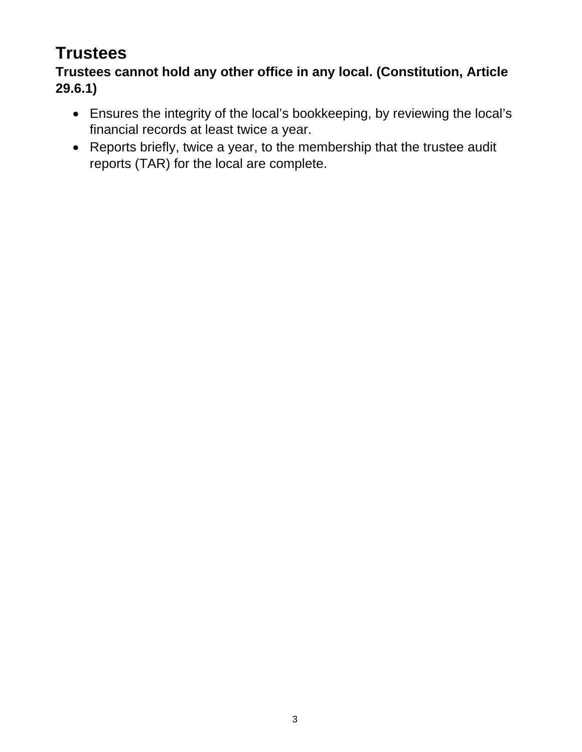## Trustees

### Trustees cannot hold any other office in any local. (Constitution, Article 29.6.1)

- Ensures the integrity of the local’s bookkeeping, by reviewing the local’s financial records at least twice a year.
- Reports briefly, twice a year, to the membership that the trustee audit reports (TAR) for the local are complete.